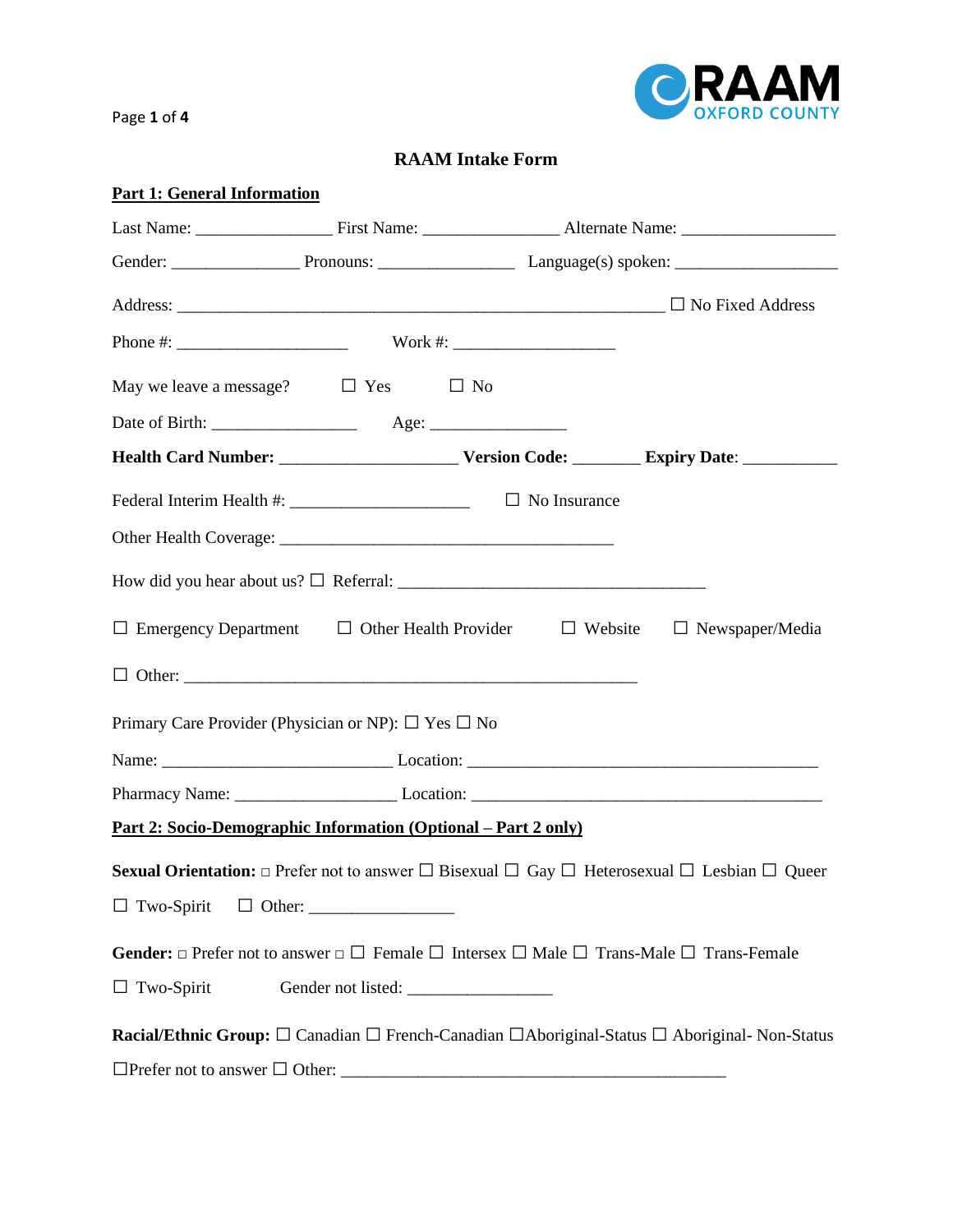# RAAM Intake Form

## Part 1: General Information

Last Name: ________________ First Name: ________________ Alternate Name: __________________

Gender: ________________ Pronouns: ________________ Language(s) spoken: ___________________

Address: ____________________________________________________________ ☐ No Fixed Address

Phone #: _____________________ Work #: ____________________

May we leave a message? ☐ Yes ☐ No

Date of Birth: __________________ Age: _________________

**Health Card Number:** _____________________ **Version Code:** ________ **Expiry Date**: ___________

Federal Interim Health #: _____________________ ☐ No Insurance

Other Health Coverage: _________________________________________

How did you hear about us? ☐ Referral: _____________________________________

☐ Emergency Department ☐ Other Health Provider ☐ Website ☐ Newspaper/Media

☐ Other: ________________________________________________________

Primary Care Provider (Physician or NP): ☐ Yes ☐ No

Name: ____________________________ Location: __________________________________________

Pharmacy Name: ___________________ Location: ___________________________________________

## Part 2: Socio-Demographic Information (Optional – Part 2 only)

**Sexual Orientation:** □ Prefer not to answer ☐ Bisexual ☐ Gay ☐ Heterosexual ☐ Lesbian ☐ Queer

☐ Two-Spirit ☐ Other: __________________

**Gender:** □ Prefer not to answer □ ☐ Female ☐ Intersex ☐ Male ☐ Trans-Male ☐ Trans-Female

☐ Two-Spirit Gender not listed: __________________

**Racial/Ethnic Group:** ☐ Canadian ☐ French-Canadian ☐Aboriginal-Status ☐ Aboriginal- Non-Status

☐Prefer not to answer ☐ Other: ______________________________________________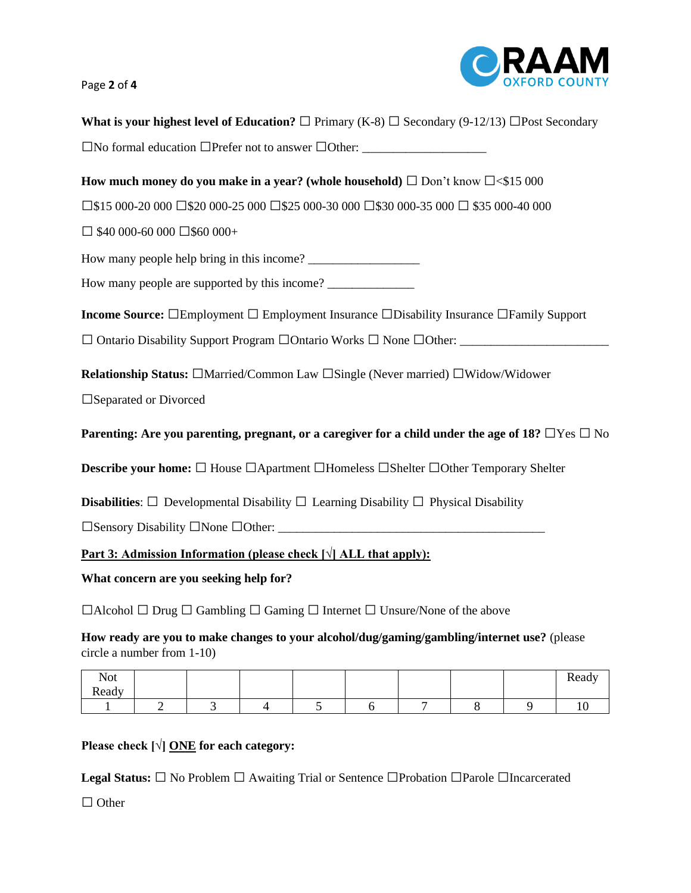**What is your highest level of Education?** ☐ Primary (K-8) ☐ Secondary (9-12/13) ☐Post Secondary ☐No formal education ☐Prefer not to answer ☐Other: ___________________

**How much money do you make in a year? (whole household)** ☐ Don't know ☐<$15 000 ☐$15 000-20 000 ☐$20 000-25 000 ☐$25 000-30 000 ☐$30 000-35 000 ☐ $35 000-40 000 ☐ $40 000-60 000 ☐$60 000+

How many people help bring in this income? _________________

How many people are supported by this income? _____________

**Income Source:** ☐Employment ☐ Employment Insurance ☐Disability Insurance ☐Family Support ☐ Ontario Disability Support Program ☐Ontario Works ☐ None ☐Other: ______________________

**Relationship Status:** ☐Married/Common Law ☐Single (Never married) ☐Widow/Widower ☐Separated or Divorced

**Parenting: Are you parenting, pregnant, or a caregiver for a child under the age of 18?** ☐Yes ☐ No

**Describe your home:** ☐ House ☐Apartment ☐Homeless ☐Shelter ☐Other Temporary Shelter

**Disabilities**: ☐ Developmental Disability ☐ Learning Disability ☐ Physical Disability ☐Sensory Disability ☐None ☐Other: ________________________________________

**Part 3: Admission Information (please check [√] ALL that apply):**

**What concern are you seeking help for?**

☐Alcohol ☐ Drug ☐ Gambling ☐ Gaming ☐ Internet ☐ Unsure/None of the above

**How ready are you to make changes to your alcohol/dug/gaming/gambling/internet use?** (please circle a number from 1-10)

| Not Ready | | | | | | | | | Ready |
|---|---|---|---|---|---|---|---|---|---|
| 1 | 2 | 3 | 4 | 5 | 6 | 7 | 8 | 9 | 10 |

**Please check [√] ONE for each category:**

**Legal Status:** ☐ No Problem ☐ Awaiting Trial or Sentence ☐Probation ☐Parole ☐Incarcerated ☐ Other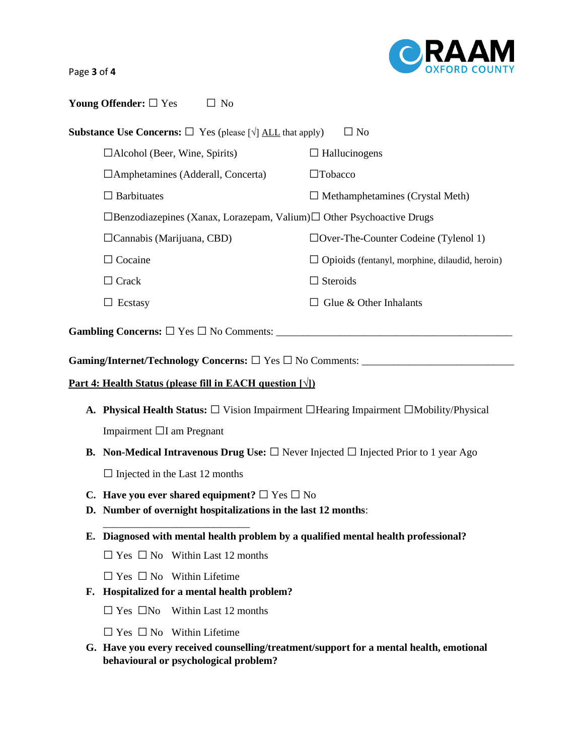**Young Offender:** ☐ Yes ☐ No

**Substance Use Concerns:** ☐ Yes (please [√] ALL that apply) ☐ No

- ☐Alcohol (Beer, Wine, Spirits)
- ☐Amphetamines (Adderall, Concerta)
- ☐ Barbituates
- ☐Benzodiazepines (Xanax, Lorazepam, Valium)
- ☐Cannabis (Marijuana, CBD)
- ☐ Cocaine
- ☐ Crack
- ☐ Ecstasy
- ☐ Hallucinogens
- ☐Tobacco
- ☐ Methamphetamines (Crystal Meth)
- ☐ Other Psychoactive Drugs
- ☐Over-The-Counter Codeine (Tylenol 1)
- ☐ Opioids (fentanyl, morphine, dilaudid, heroin)
- ☐ Steroids
- ☐ Glue & Other Inhalants

**Gambling Concerns:** ☐ Yes ☐ No Comments: ___________________________________________

**Gaming/Internet/Technology Concerns:** ☐ Yes ☐ No Comments: ___________________________

## Part 4: Health Status (please fill in EACH question [√])

A. **Physical Health Status:** ☐ Vision Impairment ☐Hearing Impairment ☐Mobility/Physical Impairment ☐I am Pregnant

B. **Non-Medical Intravenous Drug Use:** ☐ Never Injected ☐ Injected Prior to 1 year Ago ☐ Injected in the Last 12 months

C. **Have you ever shared equipment?** ☐ Yes ☐ No

D. **Number of overnight hospitalizations in the last 12 months**: ___________________________

E. **Diagnosed with mental health problem by a qualified mental health professional?**

   ☐ Yes ☐ No Within Last 12 months

   ☐ Yes ☐ No Within Lifetime

F. **Hospitalized for a mental health problem?**

   ☐ Yes ☐No Within Last 12 months

   ☐ Yes ☐ No Within Lifetime

G. **Have you every received counselling/treatment/support for a mental health, emotional behavioural or psychological problem?**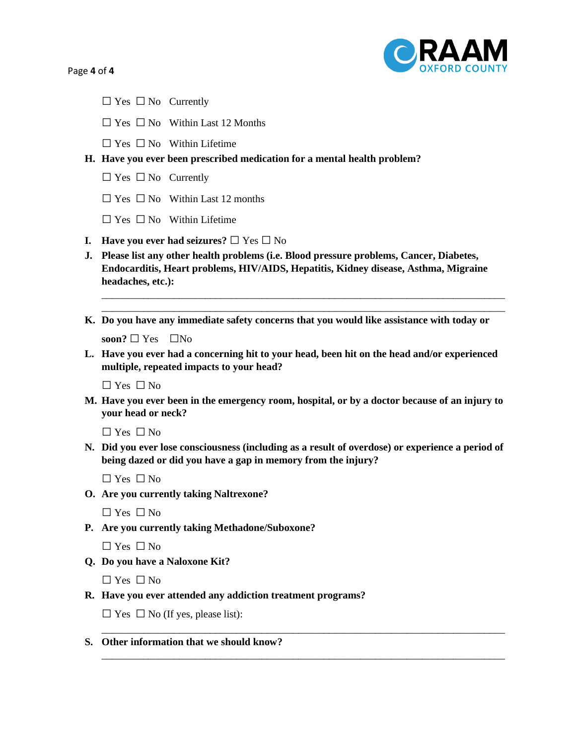☐ Yes ☐ No Currently

☐ Yes ☐ No Within Last 12 Months

☐ Yes ☐ No Within Lifetime

**H. Have you ever been prescribed medication for a mental health problem?**

☐ Yes ☐ No Currently

☐ Yes ☐ No Within Last 12 months

☐ Yes ☐ No Within Lifetime

**I. Have you ever had seizures?** ☐ Yes ☐ No

**J. Please list any other health problems (i.e. Blood pressure problems, Cancer, Diabetes, Endocarditis, Heart problems, HIV/AIDS, Hepatitis, Kidney disease, Asthma, Migraine headaches, etc.):**

\_\_\_\_\_\_\_\_\_\_\_\_\_\_\_\_\_\_\_\_\_\_\_\_\_\_\_\_\_\_\_\_\_\_\_\_\_\_\_\_\_\_\_\_\_\_\_\_\_\_\_\_\_\_\_\_\_\_\_\_\_\_\_\_\_\_\_\_\_\_\_\_\_\_

\_\_\_\_\_\_\_\_\_\_\_\_\_\_\_\_\_\_\_\_\_\_\_\_\_\_\_\_\_\_\_\_\_\_\_\_\_\_\_\_\_\_\_\_\_\_\_\_\_\_\_\_\_\_\_\_\_\_\_\_\_\_\_\_\_\_\_\_\_\_\_\_\_\_

**K. Do you have any immediate safety concerns that you would like assistance with today or soon?** ☐ Yes ☐No

**L. Have you ever had a concerning hit to your head, been hit on the head and/or experienced multiple, repeated impacts to your head?**

☐ Yes ☐ No

**M. Have you ever been in the emergency room, hospital, or by a doctor because of an injury to your head or neck?**

☐ Yes ☐ No

**N. Did you ever lose consciousness (including as a result of overdose) or experience a period of being dazed or did you have a gap in memory from the injury?**

☐ Yes ☐ No

**O. Are you currently taking Naltrexone?**

☐ Yes ☐ No

**P. Are you currently taking Methadone/Suboxone?**

☐ Yes ☐ No

**Q. Do you have a Naloxone Kit?**

☐ Yes ☐ No

**R. Have you ever attended any addiction treatment programs?**

☐ Yes ☐ No (If yes, please list):

\_\_\_\_\_\_\_\_\_\_\_\_\_\_\_\_\_\_\_\_\_\_\_\_\_\_\_\_\_\_\_\_\_\_\_\_\_\_\_\_\_\_\_\_\_\_\_\_\_\_\_\_\_\_\_\_\_\_\_\_\_\_\_\_\_\_\_\_\_\_\_\_\_\_

**S. Other information that we should know?**

\_\_\_\_\_\_\_\_\_\_\_\_\_\_\_\_\_\_\_\_\_\_\_\_\_\_\_\_\_\_\_\_\_\_\_\_\_\_\_\_\_\_\_\_\_\_\_\_\_\_\_\_\_\_\_\_\_\_\_\_\_\_\_\_\_\_\_\_\_\_\_\_\_\_